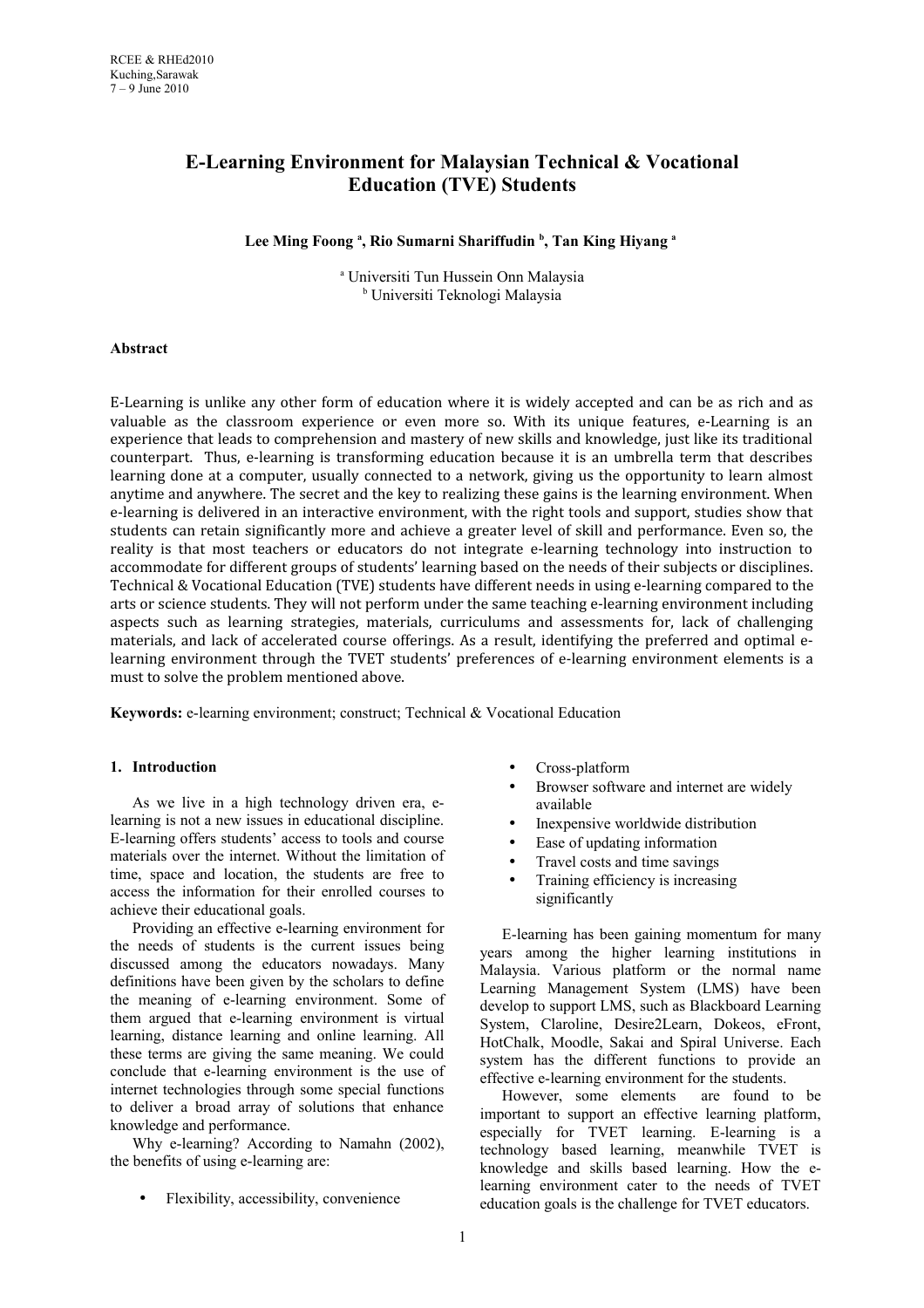# E-Learning Environment for Malaysian Technical & Vocational Education (TVE) Students

**Lee Ming Foong [a], Rio Sumarni Shariffudin [b], Tan King Hiyang [a]**

[a] Universiti Tun Hussein Onn Malaysia
[b] Universiti Teknologi Malaysia

### Abstract

E-Learning is unlike any other form of education where it is widely accepted and can be as rich and as valuable as the classroom experience or even more so. With its unique features, e-Learning is an experience that leads to comprehension and mastery of new skills and knowledge, just like its traditional counterpart. Thus, e-learning is transforming education because it is an umbrella term that describes learning done at a computer, usually connected to a network, giving us the opportunity to learn almost anytime and anywhere. The secret and the key to realizing these gains is the learning environment. When e-learning is delivered in an interactive environment, with the right tools and support, studies show that students can retain significantly more and achieve a greater level of skill and performance. Even so, the reality is that most teachers or educators do not integrate e-learning technology into instruction to accommodate for different groups of students' learning based on the needs of their subjects or disciplines. Technical & Vocational Education (TVE) students have different needs in using e-learning compared to the arts or science students. They will not perform under the same teaching e-learning environment including aspects such as learning strategies, materials, curriculums and assessments for, lack of challenging materials, and lack of accelerated course offerings. As a result, identifying the preferred and optimal e-learning environment through the TVET students' preferences of e-learning environment elements is a must to solve the problem mentioned above.

**Keywords:** e-learning environment; construct; Technical & Vocational Education

## 1. Introduction

As we live in a high technology driven era, e-learning is not a new issues in educational discipline. E-learning offers students' access to tools and course materials over the internet. Without the limitation of time, space and location, the students are free to access the information for their enrolled courses to achieve their educational goals.

Providing an effective e-learning environment for the needs of students is the current issues being discussed among the educators nowadays. Many definitions have been given by the scholars to define the meaning of e-learning environment. Some of them argued that e-learning environment is virtual learning, distance learning and online learning. All these terms are giving the same meaning. We could conclude that e-learning environment is the use of internet technologies through some special functions to deliver a broad array of solutions that enhance knowledge and performance.

Why e-learning? According to Namahn (2002), the benefits of using e-learning are:

- Flexibility, accessibility, convenience
- Cross-platform
- Browser software and internet are widely available
- Inexpensive worldwide distribution
- Ease of updating information
- Travel costs and time savings
- Training efficiency is increasing significantly

E-learning has been gaining momentum for many years among the higher learning institutions in Malaysia. Various platform or the normal name Learning Management System (LMS) have been develop to support LMS, such as Blackboard Learning System, Claroline, Desire2Learn, Dokeos, eFront, HotChalk, Moodle, Sakai and Spiral Universe. Each system has the different functions to provide an effective e-learning environment for the students.

However, some elements are found to be important to support an effective learning platform, especially for TVET learning. E-learning is a technology based learning, meanwhile TVET is knowledge and skills based learning. How the e-learning environment cater to the needs of TVET education goals is the challenge for TVET educators.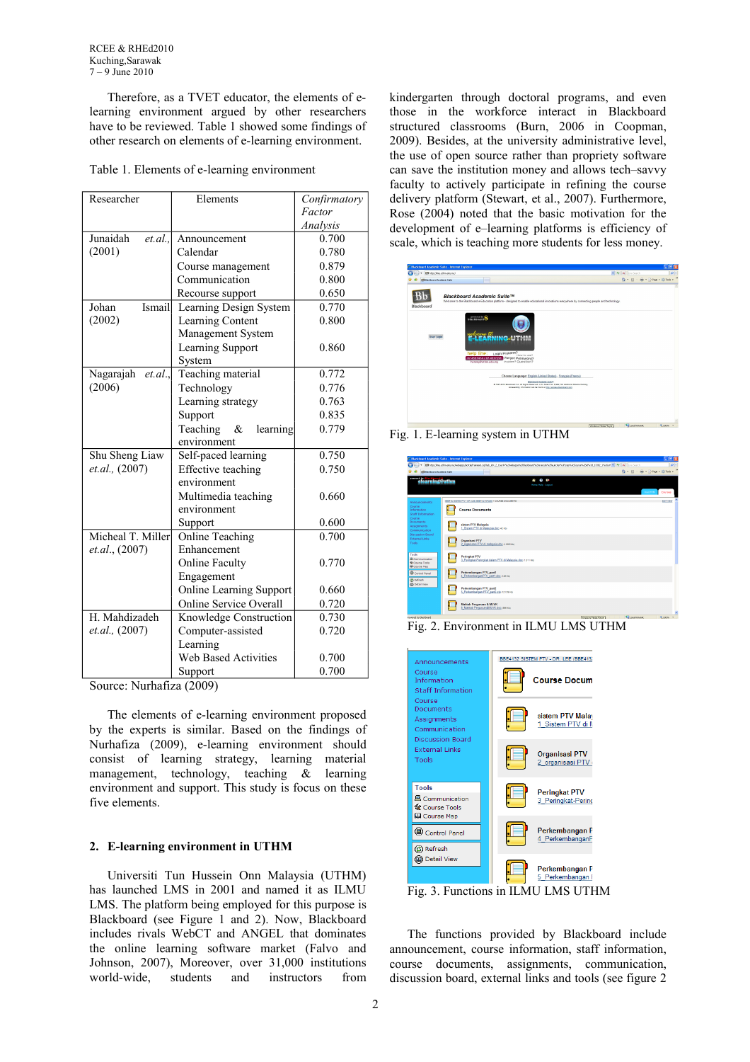Therefore, as a TVET educator, the elements of e-learning environment argued by other researchers have to be reviewed. Table 1 showed some findings of other research on elements of e-learning environment.

Table 1. Elements of e-learning environment

| Researcher | Elements | *Confirmatory Factor Analysis* |
|---|---|---|
| Junaidah *et.al.,* (2001) | Announcement | 0.700 |
| | Calendar | 0.780 |
| | Course management | 0.879 |
| | Communication | 0.800 |
| | Recourse support | 0.650 |
| Johan Ismail (2002) | Learning Design System | 0.770 |
| | Learning Content Management System | 0.800 |
| | Learning Support System | 0.860 |
| Nagarajah *et.al.,* (2006) | Teaching material | 0.772 |
| | Technology | 0.776 |
| | Learning strategy | 0.763 |
| | Support | 0.835 |
| | Teaching & learning environment | 0.779 |
| Shu Sheng Liaw *et.al.,* (2007) | Self-paced learning | 0.750 |
| | Effective teaching environment | 0.750 |
| | Multimedia teaching environment | 0.660 |
| | Support | 0.600 |
| Micheal T. Miller *et.al.,* (2007) | Online Teaching Enhancement | 0.700 |
| | Online Faculty Engagement | 0.770 |
| | Online Learning Support | 0.660 |
| | Online Service Overall | 0.720 |
| H. Mahdizadeh *et.al.,* (2007) | Knowledge Construction | 0.730 |
| | Computer-assisted Learning | 0.720 |
| | Web Based Activities | 0.700 |
| | Support | 0.700 |

Source: Nurhafiza (2009)

The elements of e-learning environment proposed by the experts is similar. Based on the findings of Nurhafiza (2009), e-learning environment should consist of learning strategy, learning material management, technology, teaching & learning environment and support. This study is focus on these five elements.

## 2. E-learning environment in UTHM

Universiti Tun Hussein Onn Malaysia (UTHM) has launched LMS in 2001 and named it as ILMU LMS. The platform being employed for this purpose is Blackboard (see Figure 1 and 2). Now, Blackboard includes rivals WebCT that dominates the online learning software market (Falvo and Johnson, 2007), Moreover, over 31,000 institutions world-wide, students and instructors from kindergarten through doctoral programs, and even those in the workforce interact in Blackboard structured classrooms (Burn, 2006 in Coopman, 2009). Besides, at the university administrative level, the use of open source rather than propriety software can save the institution money and allows tech–savvy faculty to actively participate in refining the course delivery platform (Stewart, et al., 2007). Furthermore, Rose (2004) noted that the basic motivation for the development of e–learning platforms is efficiency of scale, which is teaching more students for less money.

Fig. 1. E-learning system in UTHM

Fig. 2. Environment in ILMU LMS UTHM

Fig. 3. Functions in ILMU LMS UTHM

The functions provided by Blackboard include announcement, course information, staff information, course documents, assignments, communication, discussion board, external links and tools (see figure 2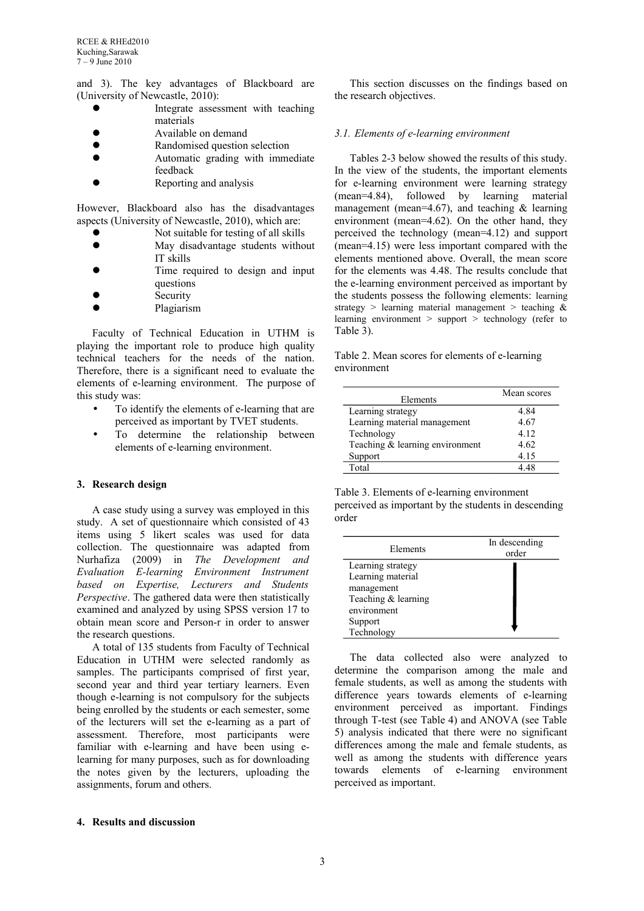and 3). The key advantages of Blackboard are (University of Newcastle, 2010):

- Integrate assessment with teaching materials
- Available on demand
- Randomised question selection
- Automatic grading with immediate feedback
- Reporting and analysis

However, Blackboard also has the disadvantages aspects (University of Newcastle, 2010), which are:

- Not suitable for testing of all skills
- May disadvantage students without IT skills
- Time required to design and input questions
- Security
- Plagiarism

Faculty of Technical Education in UTHM is playing the important role to produce high quality technical teachers for the needs of the nation. Therefore, there is a significant need to evaluate the elements of e-learning environment. The purpose of this study was:

- To identify the elements of e-learning that are perceived as important by TVET students.
- To determine the relationship between elements of e-learning environment.

## 3. Research design

A case study using a survey was employed in this study. A set of questionnaire which consisted of 43 items using 5 likert scales was used for data collection. The questionnaire was adapted from Nurhafiza (2009) in *The Development and Evaluation E-learning Environment Instrument based on Expertise, Lecturers and Students Perspective*. The gathered data were then statistically examined and analyzed by using SPSS version 17 to obtain mean score and Person-r in order to answer the research questions.

A total of 135 students from Faculty of Technical Education in UTHM were selected randomly as samples. The participants comprised of first year, second year and third year tertiary learners. Even though e-learning is not compulsory for the subjects being enrolled by the students or each semester, some of the lecturers will set the e-learning as a part of assessment. Therefore, most participants were familiar with e-learning and have been using e-learning for many purposes, such as for downloading the notes given by the lecturers, uploading the assignments, forum and others.

## 4. Results and discussion

This section discusses on the findings based on the research objectives.

### 3.1. Elements of e-learning environment

Tables 2-3 below showed the results of this study. In the view of the students, the important elements for e-learning environment were learning strategy (mean=4.84), followed by learning material management (mean=4.67), and teaching & learning environment (mean=4.62). On the other hand, they perceived the technology (mean=4.12) and support (mean=4.15) were less important compared with the elements mentioned above. Overall, the mean score for the elements was 4.48. The results conclude that the e-learning environment perceived as important by the students possess the following elements: learning strategy > learning material management > teaching & learning environment > support > technology (refer to Table 3).

Table 2. Mean scores for elements of e-learning environment

| Elements | Mean scores |
|---|---|
| Learning strategy | 4.84 |
| Learning material management | 4.67 |
| Technology | 4.12 |
| Teaching & learning environment | 4.62 |
| Support | 4.15 |
| Total | 4.48 |

Table 3. Elements of e-learning environment perceived as important by the students in descending order

| Elements | In descending order |
|---|---|
| Learning strategy | ↓ |
| Learning material management | |
| Teaching & learning environment | |
| Support | |
| Technology | |

The data collected also were analyzed to determine the comparison among the male and female students, as well as among the students with difference years towards elements of e-learning environment perceived as important. Findings through T-test (see Table 4) and ANOVA (see Table 5) analysis indicated that there were no significant differences among the male and female students, as well as among the students with difference years towards elements of e-learning environment perceived as important.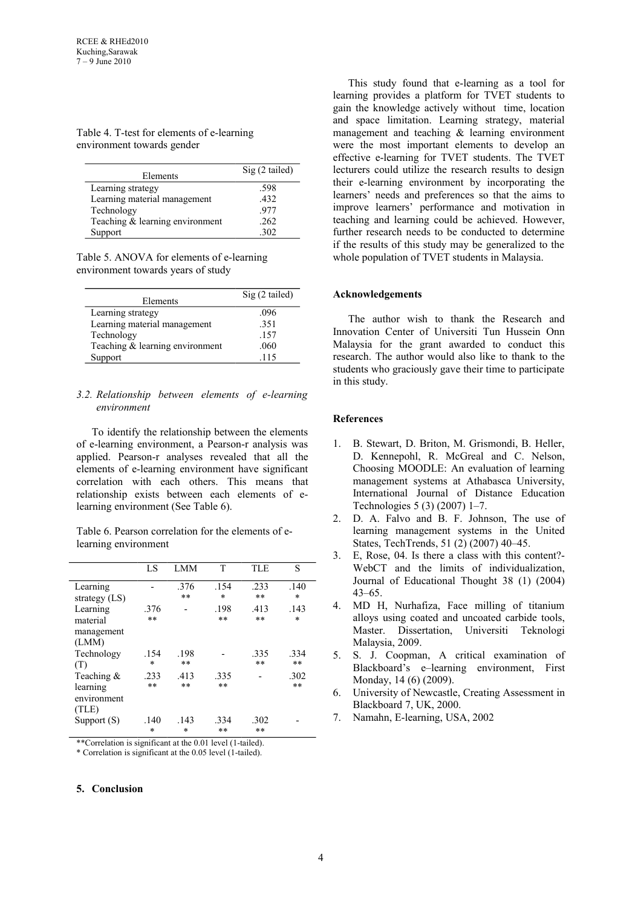Table 4. T-test for elements of e-learning environment towards gender

| Elements | Sig (2 tailed) |
|---|---|
| Learning strategy | .598 |
| Learning material management | .432 |
| Technology | .977 |
| Teaching & learning environment | .262 |
| Support | .302 |

Table 5. ANOVA for elements of e-learning environment towards years of study

| Elements | Sig (2 tailed) |
|---|---|
| Learning strategy | .096 |
| Learning material management | .351 |
| Technology | .157 |
| Teaching & learning environment | .060 |
| Support | .115 |

### 3.2. *Relationship between elements of e-learning environment*

To identify the relationship between the elements of e-learning environment, a Pearson-r analysis was applied. Pearson-r analyses revealed that all the elements of e-learning environment have significant correlation with each others. This means that relationship exists between each elements of e-learning environment (See Table 6).

Table 6. Pearson correlation for the elements of e-learning environment

| | LS | LMM | T | TLE | S |
|---|---|---|---|---|---|
| Learning strategy (LS) | - | .376 ** | .154 * | .233 ** | .140 * |
| Learning material management (LMM) | .376 ** | - | .198 ** | .413 ** | .143 * |
| Technology (T) | .154 * | .198 ** | - | .335 ** | .334 ** |
| Teaching & learning environment (TLE) | .233 ** | .413 ** | .335 ** | - | .302 ** |
| Support (S) | .140 * | .143 * | .334 ** | .302 ** | - |

**Correlation is significant at the 0.01 level (1-tailed).
* Correlation is significant at the 0.05 level (1-tailed).

## 5. Conclusion

This study found that e-learning as a tool for learning provides a platform for TVET students to gain the knowledge actively without time, location and space limitation. Learning strategy, material management and teaching & learning environment were the most important elements to develop an effective e-learning for TVET students. The TVET lecturers could utilize the research results to design their e-learning environment by incorporating the learners' needs and preferences so that the aims to improve learners' performance and motivation in teaching and learning could be achieved. However, further research needs to be conducted to determine if the results of this study may be generalized to the whole population of TVET students in Malaysia.

## Acknowledgements

The author wish to thank the Research and Innovation Center of Universiti Tun Hussein Onn Malaysia for the grant awarded to conduct this research. The author would also like to thank to the students who graciously gave their time to participate in this study.

## References

1. B. Stewart, D. Briton, M. Grismondi, B. Heller, D. Kennepohl, R. McGreal and C. Nelson, Choosing MOODLE: An evaluation of learning management systems at Athabasca University, International Journal of Distance Education Technologies 5 (3) (2007) 1–7.
2. D. A. Falvo and B. F. Johnson, The use of learning management systems in the United States, TechTrends, 51 (2) (2007) 40–45.
3. E, Rose, 04. Is there a class with this content?-WebCT and the limits of individualization, Journal of Educational Thought 38 (1) (2004) 43–65.
4. MD H, Nurhafiza, Face milling of titanium alloys using coated and uncoated carbide tools, Master. Dissertation, Universiti Teknologi Malaysia, 2009.
5. S. J. Coopman, A critical examination of Blackboard's e–learning environment, First Monday, 14 (6) (2009).
6. University of Newcastle, Creating Assessment in Blackboard 7, UK, 2000.
7. Namahn, E-learning, USA, 2002